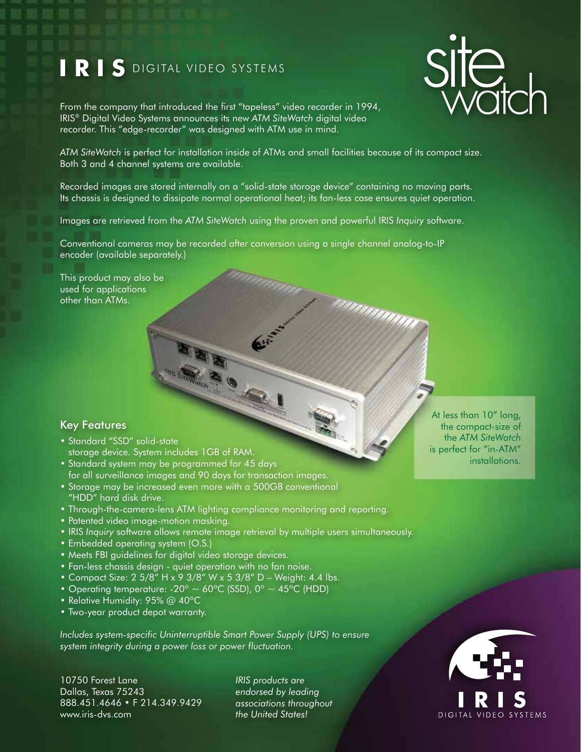# IRIS DIGITAL VIDEO SYSTEMS

site watch

From the company that introduced the first "tapeless" video recorder in 1994, IRIS® Digital Video Systems announces its new *ATM SiteWatch* digital video recorder. This "edge-recorder" was designed with ATM use in mind.

*ATM SiteWatch* is perfect for installation inside of ATMs and small facilities because of its compact size. Both 3 and 4 channel systems are available.

Recorded images are stored internally on a "solid-state storage device" containing no moving parts. Its chassis is designed to dissipate normal operational heat; its fan-less case ensures quiet operation.

Images are retrieved from the *ATM SiteWatch* using the proven and powerful IRIS *Inquiry* software.

Conventional cameras may be recorded after conversion using a single channel analog-to-IP encoder (available separately.)

This product may also be used for applications other than ATMs.

At less than 10" long, the compact-size of the *ATM SiteWatch* is perfect for "in-ATM" installations.

## Key Features

- Standard "SSD" solid-state storage device. System includes 1GB of RAM.
- Standard system may be programmed for 45 days for all surveillance images and 90 days for transaction images.
- Storage may be increased even more with a 500GB conventional "HDD" hard disk drive.
- Through-the-camera-lens ATM lighting compliance monitoring and reporting.
- Patented video image-motion masking.
- IRIS *Inquiry* software allows remote image retrieval by multiple users simultaneously.
- Embedded operating system (O.S.)
- Meets FBI guidelines for digital video storage devices.
- Fan-less chassis design - quiet operation with no fan noise.
- Compact Size: 2 5/8" H x 9 3/8" W x 5 3/8" D – Weight: 4.4 lbs.
- Operating temperature: -20° ~ 60°C (SSD), 0° ~ 45°C (HDD)
- Relative Humidity: 95% @ 40°C
- Two-year product depot warranty.

*Includes system-specific Uninterruptible Smart Power Supply (UPS) to ensure system integrity during a power loss or power fluctuation.*

10750 Forest Lane
Dallas, Texas 75243
888.451.4646 • F 214.349.9429
www.iris-dvs.com

*IRIS products are endorsed by leading associations throughout the United States!*

IRIS DIGITAL VIDEO SYSTEMS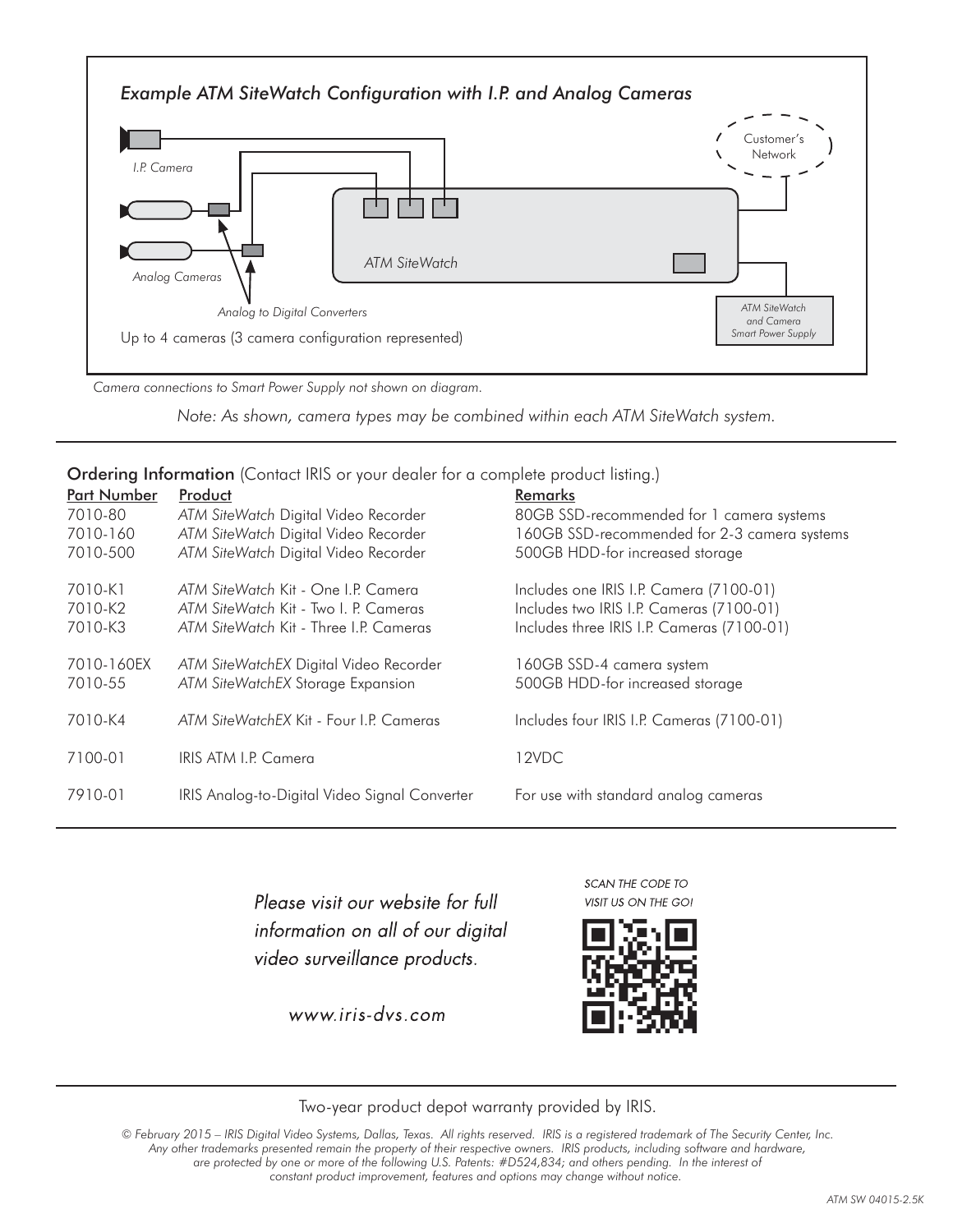*Example ATM SiteWatch Configuration with I.P. and Analog Cameras*

Customer's Network

I.P. Camera

Analog Cameras

ATM SiteWatch

Analog to Digital Converters

ATM SiteWatch and Camera Smart Power Supply

Up to 4 cameras (3 camera configuration represented)

*Camera connections to Smart Power Supply not shown on diagram.*

*Note: As shown, camera types may be combined within each ATM SiteWatch system.*

**Ordering Information** (Contact IRIS or your dealer for a complete product listing.)

| Part Number | Product | Remarks |
|---|---|---|
| 7010-80 | *ATM SiteWatch* Digital Video Recorder | 80GB SSD-recommended for 1 camera systems |
| 7010-160 | *ATM SiteWatch* Digital Video Recorder | 160GB SSD-recommended for 2-3 camera systems |
| 7010-500 | *ATM SiteWatch* Digital Video Recorder | 500GB HDD-for increased storage |
| 7010-K1 | *ATM SiteWatch* Kit - One I.P. Camera | Includes one IRIS I.P. Camera (7100-01) |
| 7010-K2 | *ATM SiteWatch* Kit - Two I. P. Cameras | Includes two IRIS I.P. Cameras (7100-01) |
| 7010-K3 | *ATM SiteWatch* Kit - Three I.P. Cameras | Includes three IRIS I.P. Cameras (7100-01) |
| 7010-160EX | *ATM SiteWatchEX* Digital Video Recorder | 160GB SSD-4 camera system |
| 7010-55 | *ATM SiteWatchEX* Storage Expansion | 500GB HDD-for increased storage |
| 7010-K4 | *ATM SiteWatchEX* Kit - Four I.P. Cameras | Includes four IRIS I.P. Cameras (7100-01) |
| 7100-01 | IRIS ATM I.P. Camera | 12VDC |
| 7910-01 | IRIS Analog-to-Digital Video Signal Converter | For use with standard analog cameras |

*Please visit our website for full information on all of our digital video surveillance products.*

*www.iris-dvs.com*

*SCAN THE CODE TO VISIT US ON THE GO!*

Two-year product depot warranty provided by IRIS.

*© February 2015 – IRIS Digital Video Systems, Dallas, Texas. All rights reserved. IRIS is a registered trademark of The Security Center, Inc. Any other trademarks presented remain the property of their respective owners. IRIS products, including software and hardware, are protected by one or more of the following U.S. Patents: #D524,834; and others pending. In the interest of constant product improvement, features and options may change without notice.*

*ATM SW 04015-2.5K*